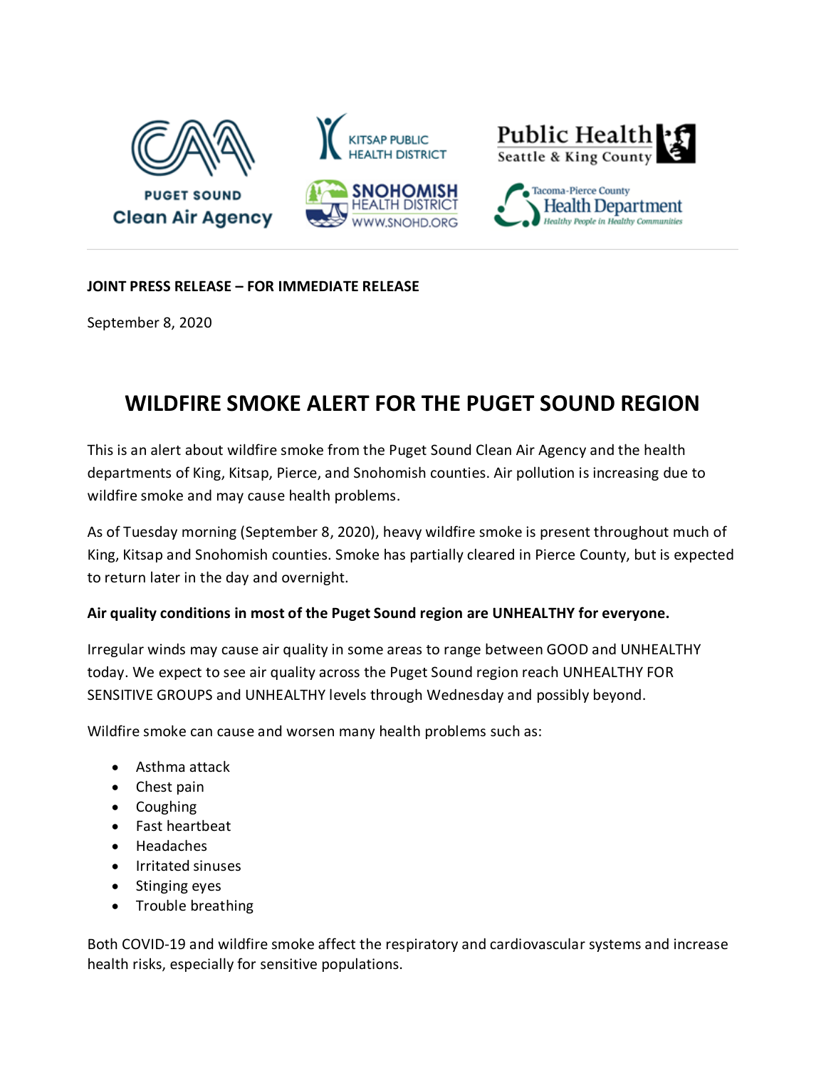**JOINT PRESS RELEASE – FOR IMMEDIATE RELEASE**

September 8, 2020

# WILDFIRE SMOKE ALERT FOR THE PUGET SOUND REGION

This is an alert about wildfire smoke from the Puget Sound Clean Air Agency and the health departments of King, Kitsap, Pierce, and Snohomish counties. Air pollution is increasing due to wildfire smoke and may cause health problems.

As of Tuesday morning (September 8, 2020), heavy wildfire smoke is present throughout much of King, Kitsap and Snohomish counties. Smoke has partially cleared in Pierce County, but is expected to return later in the day and overnight.

**Air quality conditions in most of the Puget Sound region are UNHEALTHY for everyone.**

Irregular winds may cause air quality in some areas to range between GOOD and UNHEALTHY today. We expect to see air quality across the Puget Sound region reach UNHEALTHY FOR SENSITIVE GROUPS and UNHEALTHY levels through Wednesday and possibly beyond.

Wildfire smoke can cause and worsen many health problems such as:

- Asthma attack
- Chest pain
- Coughing
- Fast heartbeat
- Headaches
- Irritated sinuses
- Stinging eyes
- Trouble breathing

Both COVID-19 and wildfire smoke affect the respiratory and cardiovascular systems and increase health risks, especially for sensitive populations.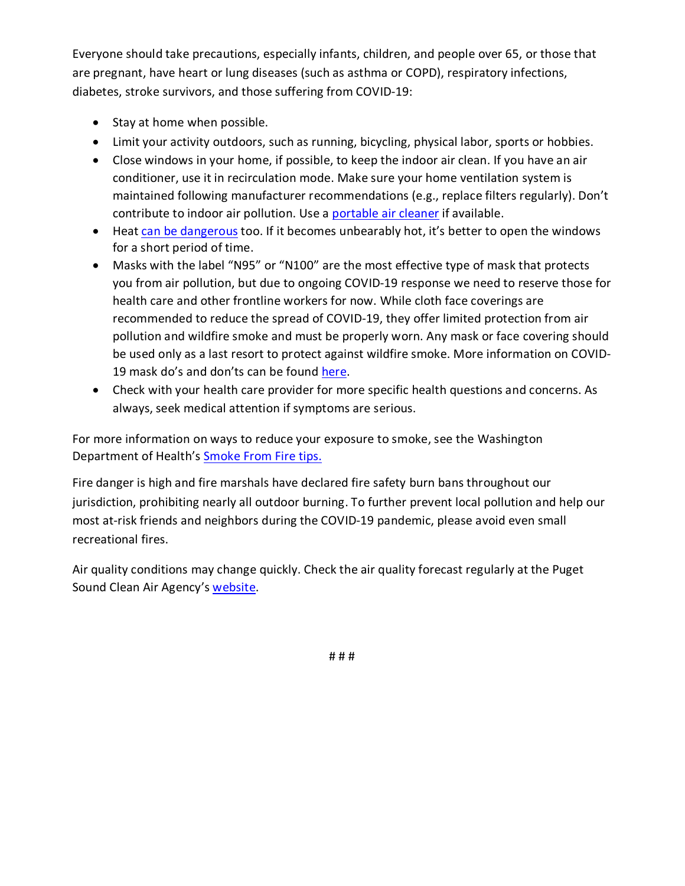Everyone should take precautions, especially infants, children, and people over 65, or those that are pregnant, have heart or lung diseases (such as asthma or COPD), respiratory infections, diabetes, stroke survivors, and those suffering from COVID-19:

- Stay at home when possible.
- Limit your activity outdoors, such as running, bicycling, physical labor, sports or hobbies.
- Close windows in your home, if possible, to keep the indoor air clean. If you have an air conditioner, use it in recirculation mode. Make sure your home ventilation system is maintained following manufacturer recommendations (e.g., replace filters regularly). Don't contribute to indoor air pollution. Use a portable air cleaner if available.
- Heat can be dangerous too. If it becomes unbearably hot, it's better to open the windows for a short period of time.
- Masks with the label "N95" or "N100" are the most effective type of mask that protects you from air pollution, but due to ongoing COVID-19 response we need to reserve those for health care and other frontline workers for now. While cloth face coverings are recommended to reduce the spread of COVID-19, they offer limited protection from air pollution and wildfire smoke and must be properly worn. Any mask or face covering should be used only as a last resort to protect against wildfire smoke. More information on COVID-19 mask do's and don'ts can be found here.
- Check with your health care provider for more specific health questions and concerns. As always, seek medical attention if symptoms are serious.

For more information on ways to reduce your exposure to smoke, see the Washington Department of Health's Smoke From Fire tips.

Fire danger is high and fire marshals have declared fire safety burn bans throughout our jurisdiction, prohibiting nearly all outdoor burning. To further prevent local pollution and help our most at-risk friends and neighbors during the COVID-19 pandemic, please avoid even small recreational fires.

Air quality conditions may change quickly. Check the air quality forecast regularly at the Puget Sound Clean Air Agency's website.

# # #